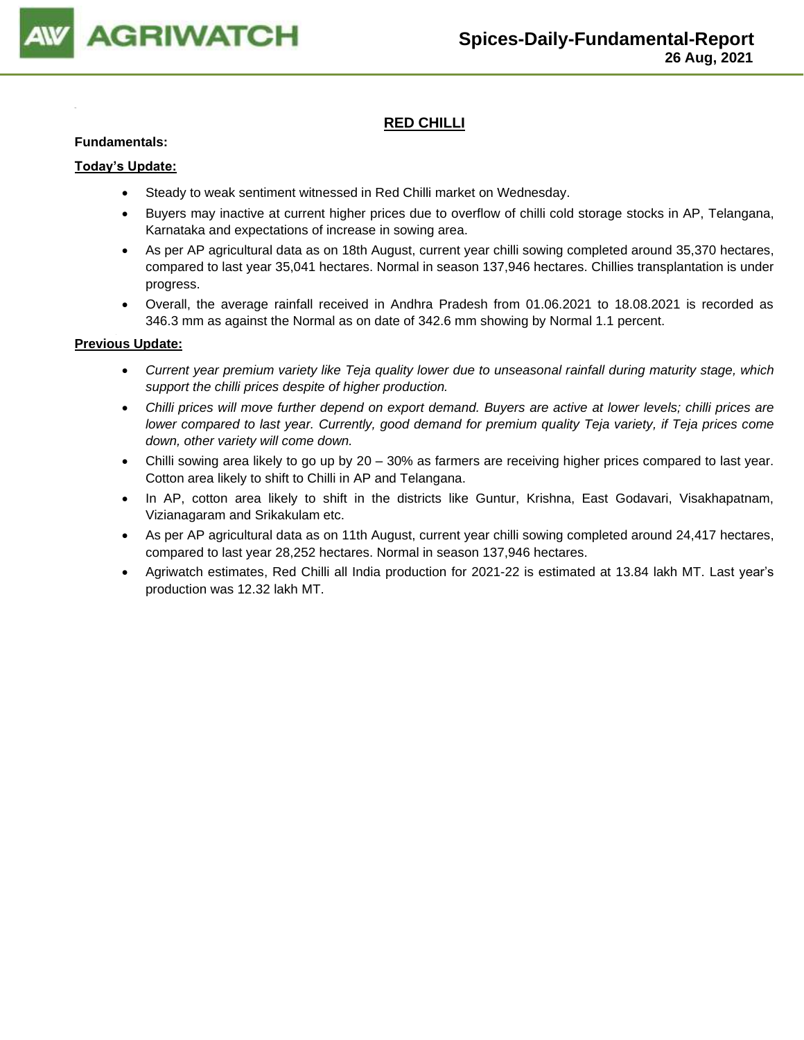# RED CHILLI

**Fundamentals:**

**Today's Update:**

- Steady to weak sentiment witnessed in Red Chilli market on Wednesday.
- Buyers may inactive at current higher prices due to overflow of chilli cold storage stocks in AP, Telangana, Karnataka and expectations of increase in sowing area.
- As per AP agricultural data as on 18th August, current year chilli sowing completed around 35,370 hectares, compared to last year 35,041 hectares. Normal in season 137,946 hectares. Chillies transplantation is under progress.
- Overall, the average rainfall received in Andhra Pradesh from 01.06.2021 to 18.08.2021 is recorded as 346.3 mm as against the Normal as on date of 342.6 mm showing by Normal 1.1 percent.

**Previous Update:**

- *Current year premium variety like Teja quality lower due to unseasonal rainfall during maturity stage, which support the chilli prices despite of higher production.*
- *Chilli prices will move further depend on export demand. Buyers are active at lower levels; chilli prices are lower compared to last year. Currently, good demand for premium quality Teja variety, if Teja prices come down, other variety will come down.*
- Chilli sowing area likely to go up by 20 – 30% as farmers are receiving higher prices compared to last year. Cotton area likely to shift to Chilli in AP and Telangana.
- In AP, cotton area likely to shift in the districts like Guntur, Krishna, East Godavari, Visakhapatnam, Vizianagaram and Srikakulam etc.
- As per AP agricultural data as on 11th August, current year chilli sowing completed around 24,417 hectares, compared to last year 28,252 hectares. Normal in season 137,946 hectares.
- Agriwatch estimates, Red Chilli all India production for 2021-22 is estimated at 13.84 lakh MT. Last year's production was 12.32 lakh MT.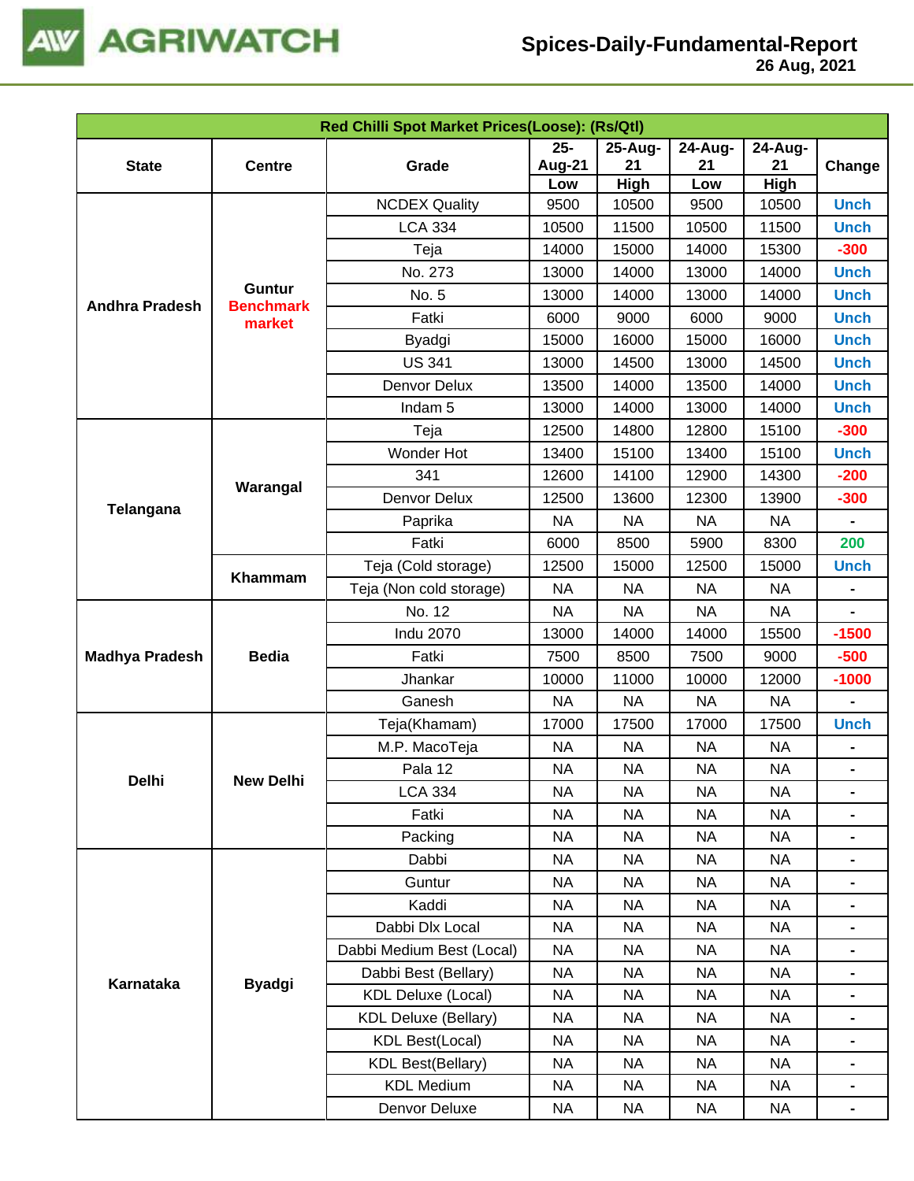## Red Chilli Spot Market Prices(Loose): (Rs/Qtl)

| State | Centre | Grade | 25-Aug-21 Low | 25-Aug-21 High | 24-Aug-21 Low | 24-Aug-21 High | Change |
|---|---|---|---|---|---|---|---|
| Andhra Pradesh | Guntur Benchmark market | NCDEX Quality | 9500 | 10500 | 9500 | 10500 | Unch |
| | | LCA 334 | 10500 | 11500 | 10500 | 11500 | Unch |
| | | Teja | 14000 | 15000 | 14000 | 15300 | -300 |
| | | No. 273 | 13000 | 14000 | 13000 | 14000 | Unch |
| | | No. 5 | 13000 | 14000 | 13000 | 14000 | Unch |
| | | Fatki | 6000 | 9000 | 6000 | 9000 | Unch |
| | | Byadgi | 15000 | 16000 | 15000 | 16000 | Unch |
| | | US 341 | 13000 | 14500 | 13000 | 14500 | Unch |
| | | Denvor Delux | 13500 | 14000 | 13500 | 14000 | Unch |
| | | Indam 5 | 13000 | 14000 | 13000 | 14000 | Unch |
| Telangana | Warangal | Teja | 12500 | 14800 | 12800 | 15100 | -300 |
| | | Wonder Hot | 13400 | 15100 | 13400 | 15100 | Unch |
| | | 341 | 12600 | 14100 | 12900 | 14300 | -200 |
| | | Denvor Delux | 12500 | 13600 | 12300 | 13900 | -300 |
| | | Paprika | NA | NA | NA | NA | - |
| | | Fatki | 6000 | 8500 | 5900 | 8300 | 200 |
| | Khammam | Teja (Cold storage) | 12500 | 15000 | 12500 | 15000 | Unch |
| | | Teja (Non cold storage) | NA | NA | NA | NA | - |
| Madhya Pradesh | Bedia | No. 12 | NA | NA | NA | NA | - |
| | | Indu 2070 | 13000 | 14000 | 14000 | 15500 | -1500 |
| | | Fatki | 7500 | 8500 | 7500 | 9000 | -500 |
| | | Jhankar | 10000 | 11000 | 10000 | 12000 | -1000 |
| | | Ganesh | NA | NA | NA | NA | - |
| Delhi | New Delhi | Teja(Khamam) | 17000 | 17500 | 17000 | 17500 | Unch |
| | | M.P. MacoTeja | NA | NA | NA | NA | - |
| | | Pala 12 | NA | NA | NA | NA | - |
| | | LCA 334 | NA | NA | NA | NA | - |
| | | Fatki | NA | NA | NA | NA | - |
| | | Packing | NA | NA | NA | NA | - |
| Karnataka | Byadgi | Dabbi | NA | NA | NA | NA | - |
| | | Guntur | NA | NA | NA | NA | - |
| | | Kaddi | NA | NA | NA | NA | - |
| | | Dabbi Dlx Local | NA | NA | NA | NA | - |
| | | Dabbi Medium Best (Local) | NA | NA | NA | NA | - |
| | | Dabbi Best (Bellary) | NA | NA | NA | NA | - |
| | | KDL Deluxe (Local) | NA | NA | NA | NA | - |
| | | KDL Deluxe (Bellary) | NA | NA | NA | NA | - |
| | | KDL Best(Local) | NA | NA | NA | NA | - |
| | | KDL Best(Bellary) | NA | NA | NA | NA | - |
| | | KDL Medium | NA | NA | NA | NA | - |
| | | Denvor Deluxe | NA | NA | NA | NA | - |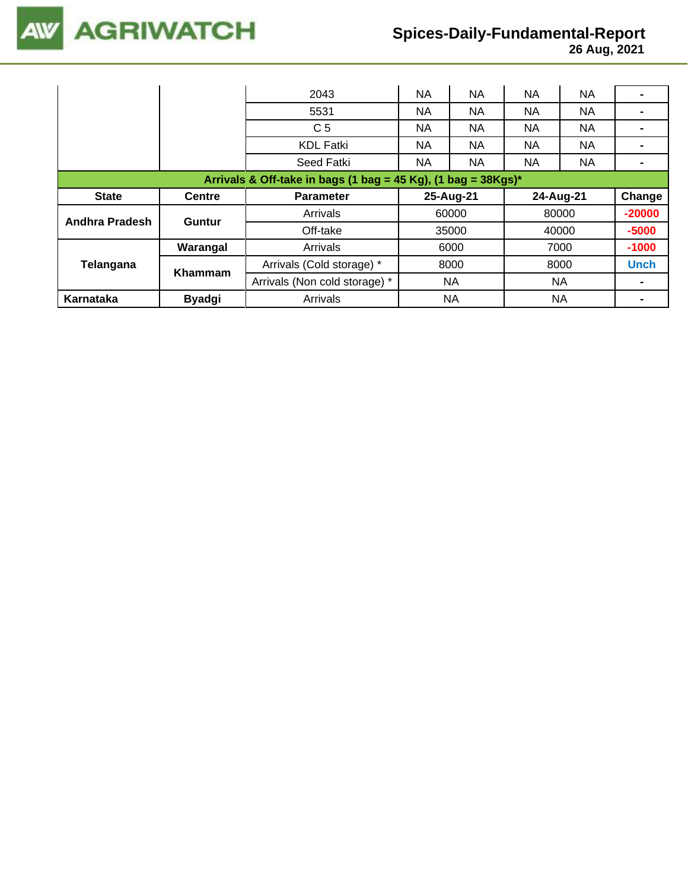| | | | | | | | |
|---|---|---|---|---|---|---|---|
| | | 2043 | NA | NA | NA | NA | - |
| | | 5531 | NA | NA | NA | NA | - |
| | | C 5 | NA | NA | NA | NA | - |
| | | KDL Fatki | NA | NA | NA | NA | - |
| | | Seed Fatki | NA | NA | NA | NA | - |

| Arrivals & Off-take in bags (1 bag = 45 Kg), (1 bag = 38Kgs)* | | | | | |
|---|---|---|---|---|---|
| **State** | **Centre** | **Parameter** | **25-Aug-21** | **24-Aug-21** | **Change** |
| **Andhra Pradesh** | **Guntur** | Arrivals | 60000 | 80000 | -20000 |
| | | Off-take | 35000 | 40000 | -5000 |
| **Telangana** | **Warangal** | Arrivals | 6000 | 7000 | -1000 |
| | **Khammam** | Arrivals (Cold storage) * | 8000 | 8000 | Unch |
| | | Arrivals (Non cold storage) * | NA | NA | - |
| **Karnataka** | **Byadgi** | Arrivals | NA | NA | - |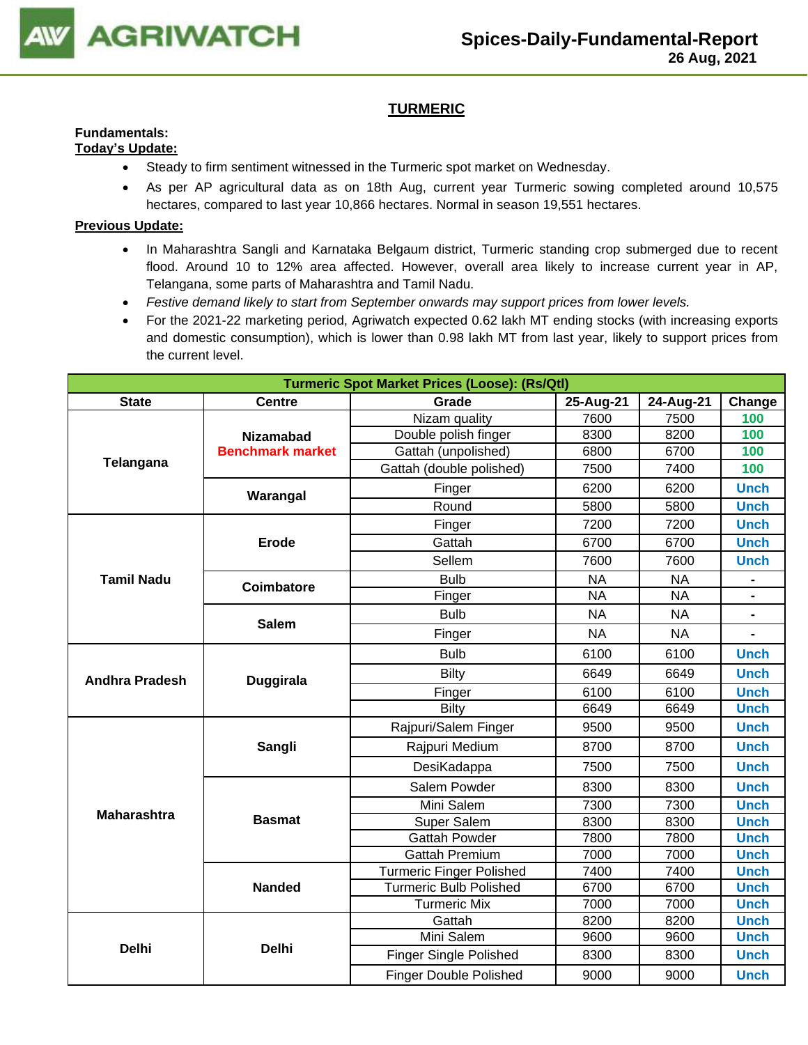# TURMERIC

**Fundamentals:**

**Today's Update:**

- Steady to firm sentiment witnessed in the Turmeric spot market on Wednesday.
- As per AP agricultural data as on 18th Aug, current year Turmeric sowing completed around 10,575 hectares, compared to last year 10,866 hectares. Normal in season 19,551 hectares.

**Previous Update:**

- In Maharashtra Sangli and Karnataka Belgaum district, Turmeric standing crop submerged due to recent flood. Around 10 to 12% area affected. However, overall area likely to increase current year in AP, Telangana, some parts of Maharashtra and Tamil Nadu.
- *Festive demand likely to start from September onwards may support prices from lower levels.*
- For the 2021-22 marketing period, Agriwatch expected 0.62 lakh MT ending stocks (with increasing exports and domestic consumption), which is lower than 0.98 lakh MT from last year, likely to support prices from the current level.

**Turmeric Spot Market Prices (Loose): (Rs/Qtl)**

| State | Centre | Grade | 25-Aug-21 | 24-Aug-21 | Change |
|---|---|---|---|---|---|
| Telangana | Nizamabad Benchmark market | Nizam quality | 7600 | 7500 | 100 |
| | | Double polish finger | 8300 | 8200 | 100 |
| | | Gattah (unpolished) | 6800 | 6700 | 100 |
| | | Gattah (double polished) | 7500 | 7400 | 100 |
| | Warangal | Finger | 6200 | 6200 | Unch |
| | | Round | 5800 | 5800 | Unch |
| Tamil Nadu | Erode | Finger | 7200 | 7200 | Unch |
| | | Gattah | 6700 | 6700 | Unch |
| | | Sellem | 7600 | 7600 | Unch |
| | Coimbatore | Bulb | NA | NA | - |
| | | Finger | NA | NA | - |
| | Salem | Bulb | NA | NA | - |
| | | Finger | NA | NA | - |
| Andhra Pradesh | Duggirala | Bulb | 6100 | 6100 | Unch |
| | | Bilty | 6649 | 6649 | Unch |
| | | Finger | 6100 | 6100 | Unch |
| | | Bilty | 6649 | 6649 | Unch |
| Maharashtra | Sangli | Rajpuri/Salem Finger | 9500 | 9500 | Unch |
| | | Rajpuri Medium | 8700 | 8700 | Unch |
| | | DesiKadappa | 7500 | 7500 | Unch |
| | Basmat | Salem Powder | 8300 | 8300 | Unch |
| | | Mini Salem | 7300 | 7300 | Unch |
| | | Super Salem | 8300 | 8300 | Unch |
| | | Gattah Powder | 7800 | 7800 | Unch |
| | | Gattah Premium | 7000 | 7000 | Unch |
| | Nanded | Turmeric Finger Polished | 7400 | 7400 | Unch |
| | | Turmeric Bulb Polished | 6700 | 6700 | Unch |
| | | Turmeric Mix | 7000 | 7000 | Unch |
| Delhi | Delhi | Gattah | 8200 | 8200 | Unch |
| | | Mini Salem | 9600 | 9600 | Unch |
| | | Finger Single Polished | 8300 | 8300 | Unch |
| | | Finger Double Polished | 9000 | 9000 | Unch |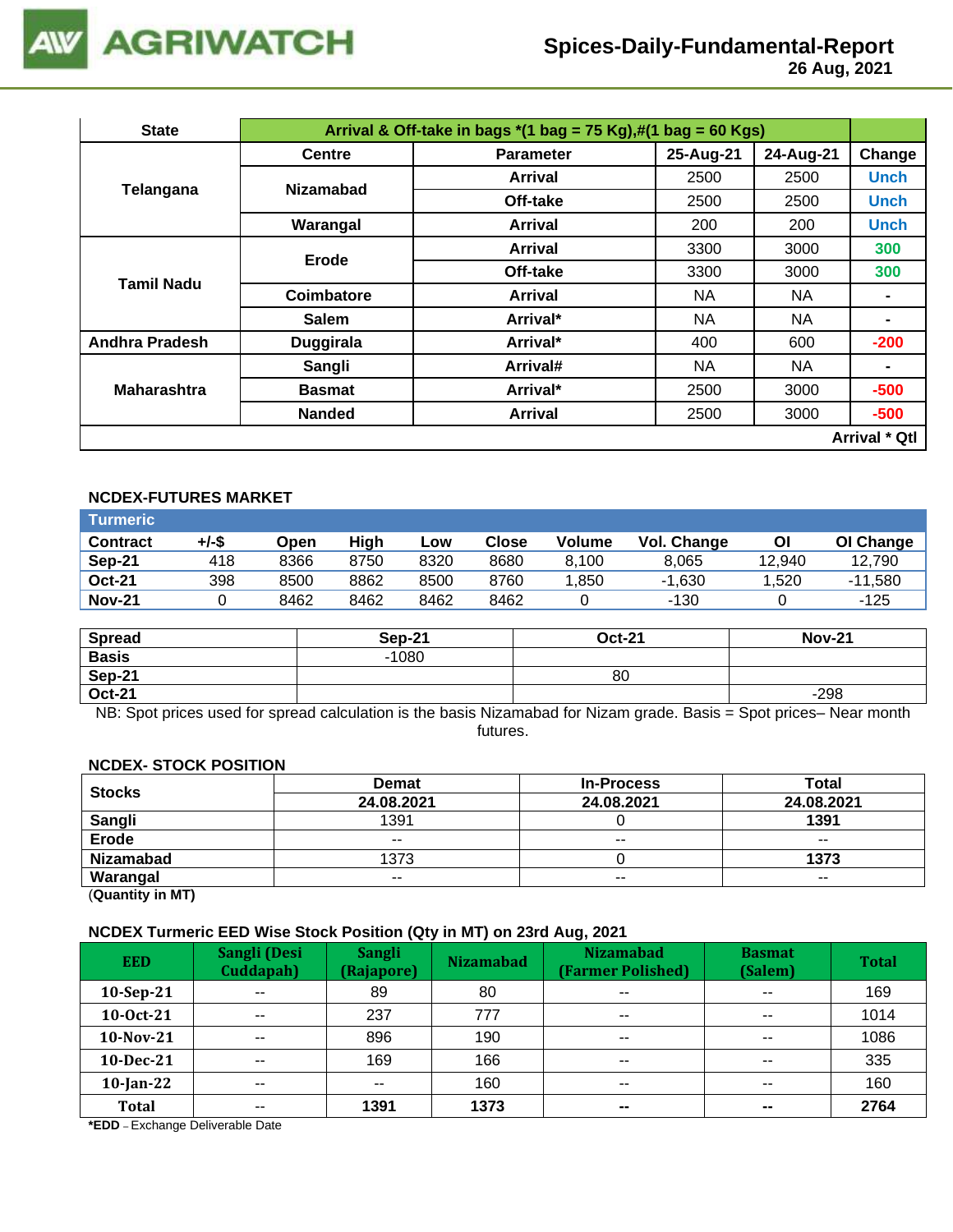## Spices-Daily-Fundamental-Report
26 Aug, 2021

| State | Arrival & Off-take in bags *(1 bag = 75 Kg),#(1 bag = 60 Kgs) | | | | |
|---|---|---|---|---|---|
| | Centre | Parameter | 25-Aug-21 | 24-Aug-21 | Change |
| Telangana | Nizamabad | Arrival | 2500 | 2500 | Unch |
| | | Off-take | 2500 | 2500 | Unch |
| | Warangal | Arrival | 200 | 200 | Unch |
| Tamil Nadu | Erode | Arrival | 3300 | 3000 | 300 |
| | | Off-take | 3300 | 3000 | 300 |
| | Coimbatore | Arrival | NA | NA | - |
| | Salem | Arrival* | NA | NA | - |
| Andhra Pradesh | Duggirala | Arrival* | 400 | 600 | -200 |
| Maharashtra | Sangli | Arrival# | NA | NA | - |
| | Basmat | Arrival* | 2500 | 3000 | -500 |
| | Nanded | Arrival | 2500 | 3000 | -500 |
| | | | | | Arrival * Qtl |

### NCDEX-FUTURES MARKET

**Turmeric**

| Contract | +/-$ | Open | High | Low | Close | Volume | Vol. Change | OI | OI Change |
|---|---|---|---|---|---|---|---|---|---|
| Sep-21 | 418 | 8366 | 8750 | 8320 | 8680 | 8,100 | 8,065 | 12,940 | 12,790 |
| Oct-21 | 398 | 8500 | 8862 | 8500 | 8760 | 1,850 | -1,630 | 1,520 | -11,580 |
| Nov-21 | 0 | 8462 | 8462 | 8462 | 8462 | 0 | -130 | 0 | -125 |

| Spread | Sep-21 | Oct-21 | Nov-21 |
|---|---|---|---|
| Basis | -1080 | | |
| Sep-21 | | 80 | |
| Oct-21 | | | -298 |

NB: Spot prices used for spread calculation is the basis Nizamabad for Nizam grade. Basis = Spot prices– Near month futures.

### NCDEX- STOCK POSITION

| Stocks | Demat | In-Process | Total |
|---|---|---|---|
| | 24.08.2021 | 24.08.2021 | 24.08.2021 |
| Sangli | 1391 | 0 | 1391 |
| Erode | -- | -- | -- |
| Nizamabad | 1373 | 0 | 1373 |
| Warangal | -- | -- | -- |

(Quantity in MT)

### NCDEX Turmeric EED Wise Stock Position (Qty in MT) on 23rd Aug, 2021

| EED | Sangli (Desi Cuddapah) | Sangli (Rajapore) | Nizamabad | Nizamabad (Farmer Polished) | Basmat (Salem) | Total |
|---|---|---|---|---|---|---|
| 10-Sep-21 | -- | 89 | 80 | -- | -- | 169 |
| 10-Oct-21 | -- | 237 | 777 | -- | -- | 1014 |
| 10-Nov-21 | -- | 896 | 190 | -- | -- | 1086 |
| 10-Dec-21 | -- | 169 | 166 | -- | -- | 335 |
| 10-Jan-22 | -- | -- | 160 | -- | -- | 160 |
| Total | -- | 1391 | 1373 | -- | -- | 2764 |

*EDD – Exchange Deliverable Date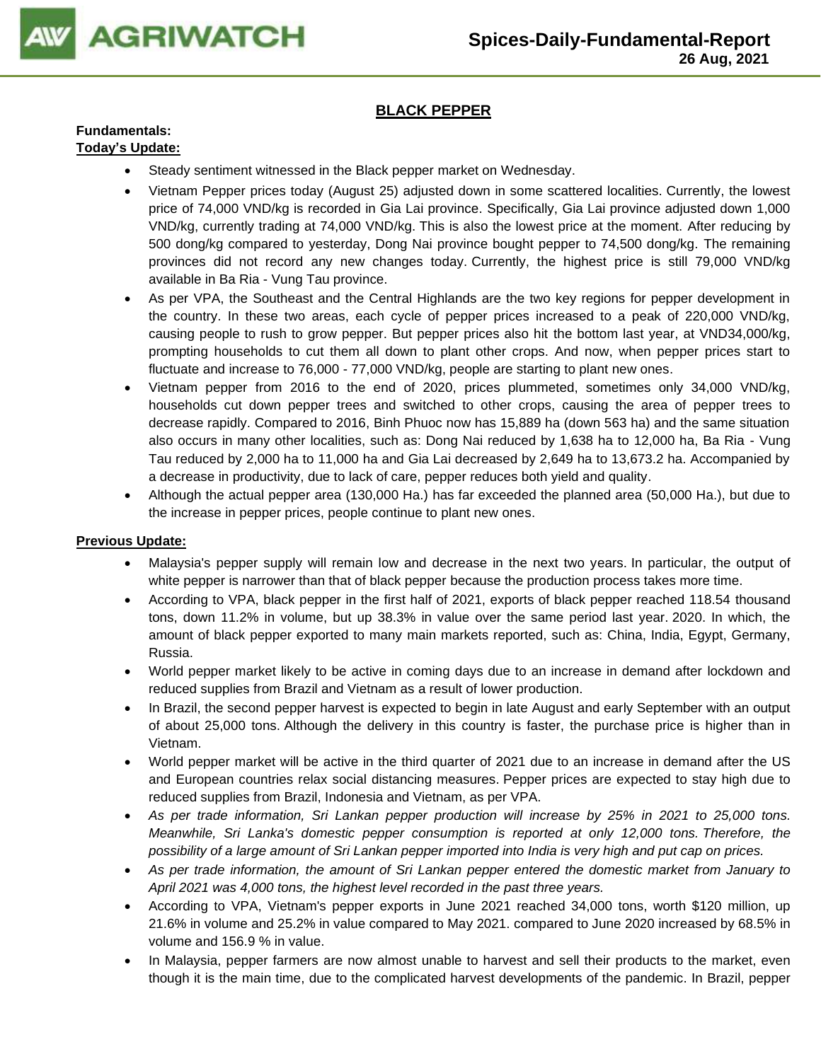## BLACK PEPPER

**Fundamentals:**

**Today's Update:**

- Steady sentiment witnessed in the Black pepper market on Wednesday.
- Vietnam Pepper prices today (August 25) adjusted down in some scattered localities. Currently, the lowest price of 74,000 VND/kg is recorded in Gia Lai province. Specifically, Gia Lai province adjusted down 1,000 VND/kg, currently trading at 74,000 VND/kg. This is also the lowest price at the moment. After reducing by 500 dong/kg compared to yesterday, Dong Nai province bought pepper to 74,500 dong/kg. The remaining provinces did not record any new changes today. Currently, the highest price is still 79,000 VND/kg available in Ba Ria - Vung Tau province.
- As per VPA, the Southeast and the Central Highlands are the two key regions for pepper development in the country. In these two areas, each cycle of pepper prices increased to a peak of 220,000 VND/kg, causing people to rush to grow pepper. But pepper prices also hit the bottom last year, at VND34,000/kg, prompting households to cut them all down to plant other crops. And now, when pepper prices start to fluctuate and increase to 76,000 - 77,000 VND/kg, people are starting to plant new ones.
- Vietnam pepper from 2016 to the end of 2020, prices plummeted, sometimes only 34,000 VND/kg, households cut down pepper trees and switched to other crops, causing the area of pepper trees to decrease rapidly. Compared to 2016, Binh Phuoc now has 15,889 ha (down 563 ha) and the same situation also occurs in many other localities, such as: Dong Nai reduced by 1,638 ha to 12,000 ha, Ba Ria - Vung Tau reduced by 2,000 ha to 11,000 ha and Gia Lai decreased by 2,649 ha to 13,673.2 ha. Accompanied by a decrease in productivity, due to lack of care, pepper reduces both yield and quality.
- Although the actual pepper area (130,000 Ha.) has far exceeded the planned area (50,000 Ha.), but due to the increase in pepper prices, people continue to plant new ones.

**Previous Update:**

- Malaysia's pepper supply will remain low and decrease in the next two years. In particular, the output of white pepper is narrower than that of black pepper because the production process takes more time.
- According to VPA, black pepper in the first half of 2021, exports of black pepper reached 118.54 thousand tons, down 11.2% in volume, but up 38.3% in value over the same period last year. 2020. In which, the amount of black pepper exported to many main markets reported, such as: China, India, Egypt, Germany, Russia.
- World pepper market likely to be active in coming days due to an increase in demand after lockdown and reduced supplies from Brazil and Vietnam as a result of lower production.
- In Brazil, the second pepper harvest is expected to begin in late August and early September with an output of about 25,000 tons. Although the delivery in this country is faster, the purchase price is higher than in Vietnam.
- World pepper market will be active in the third quarter of 2021 due to an increase in demand after the US and European countries relax social distancing measures. Pepper prices are expected to stay high due to reduced supplies from Brazil, Indonesia and Vietnam, as per VPA.
- *As per trade information, Sri Lankan pepper production will increase by 25% in 2021 to 25,000 tons. Meanwhile, Sri Lanka's domestic pepper consumption is reported at only 12,000 tons. Therefore, the possibility of a large amount of Sri Lankan pepper imported into India is very high and put cap on prices.*
- *As per trade information, the amount of Sri Lankan pepper entered the domestic market from January to April 2021 was 4,000 tons, the highest level recorded in the past three years.*
- According to VPA, Vietnam's pepper exports in June 2021 reached 34,000 tons, worth $120 million, up 21.6% in volume and 25.2% in value compared to May 2021. compared to June 2020 increased by 68.5% in volume and 156.9 % in value.
- In Malaysia, pepper farmers are now almost unable to harvest and sell their products to the market, even though it is the main time, due to the complicated harvest developments of the pandemic. In Brazil, pepper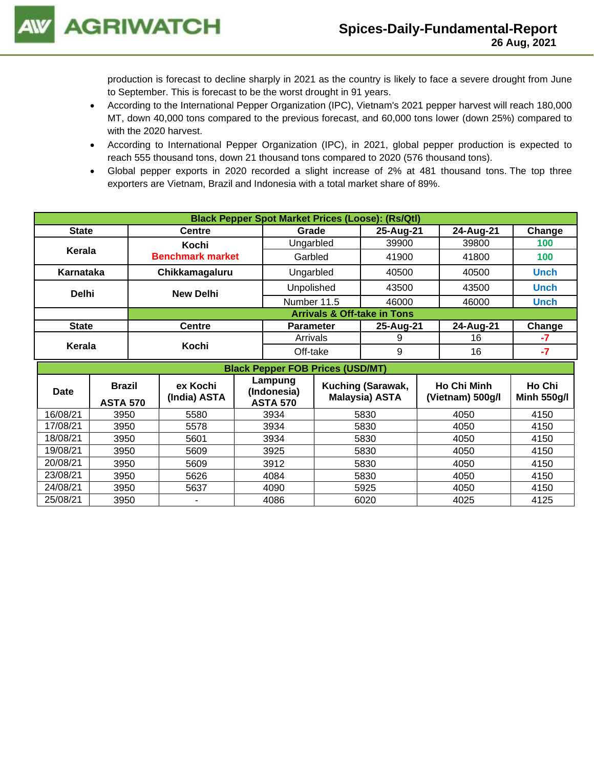production is forecast to decline sharply in 2021 as the country is likely to face a severe drought from June to September. This is forecast to be the worst drought in 91 years.

- According to the International Pepper Organization (IPC), Vietnam's 2021 pepper harvest will reach 180,000 MT, down 40,000 tons compared to the previous forecast, and 60,000 tons lower (down 25%) compared to with the 2020 harvest.
- According to International Pepper Organization (IPC), in 2021, global pepper production is expected to reach 555 thousand tons, down 21 thousand tons compared to 2020 (576 thousand tons).
- Global pepper exports in 2020 recorded a slight increase of 2% at 481 thousand tons. The top three exporters are Vietnam, Brazil and Indonesia with a total market share of 89%.

| Black Pepper Spot Market Prices (Loose): (Rs/Qtl) | | | | | |
|---|---|---|---|---|---|
| State | Centre | Grade | 25-Aug-21 | 24-Aug-21 | Change |
| Kerala | Kochi Benchmark market | Ungarbled | 39900 | 39800 | 100 |
| | | Garbled | 41900 | 41800 | 100 |
| Karnataka | Chikkamagaluru | Ungarbled | 40500 | 40500 | Unch |
| Delhi | New Delhi | Unpolished | 43500 | 43500 | Unch |
| | | Number 11.5 | 46000 | 46000 | Unch |
| | Arrivals & Off-take in Tons | | | | |
| State | Centre | Parameter | 25-Aug-21 | 24-Aug-21 | Change |
| Kerala | Kochi | Arrivals | 9 | 16 | -7 |
| | | Off-take | 9 | 16 | -7 |

| Black Pepper FOB Prices (USD/MT) | | | | | | |
|---|---|---|---|---|---|---|
| Date | Brazil ASTA 570 | ex Kochi (India) ASTA | Lampung (Indonesia) ASTA 570 | Kuching (Sarawak, Malaysia) ASTA | Ho Chi Minh (Vietnam) 500g/l | Ho Chi Minh 550g/l |
| 16/08/21 | 3950 | 5580 | 3934 | 5830 | 4050 | 4150 |
| 17/08/21 | 3950 | 5578 | 3934 | 5830 | 4050 | 4150 |
| 18/08/21 | 3950 | 5601 | 3934 | 5830 | 4050 | 4150 |
| 19/08/21 | 3950 | 5609 | 3925 | 5830 | 4050 | 4150 |
| 20/08/21 | 3950 | 5609 | 3912 | 5830 | 4050 | 4150 |
| 23/08/21 | 3950 | 5626 | 4084 | 5830 | 4050 | 4150 |
| 24/08/21 | 3950 | 5637 | 4090 | 5925 | 4050 | 4150 |
| 25/08/21 | 3950 | - | 4086 | 6020 | 4025 | 4125 |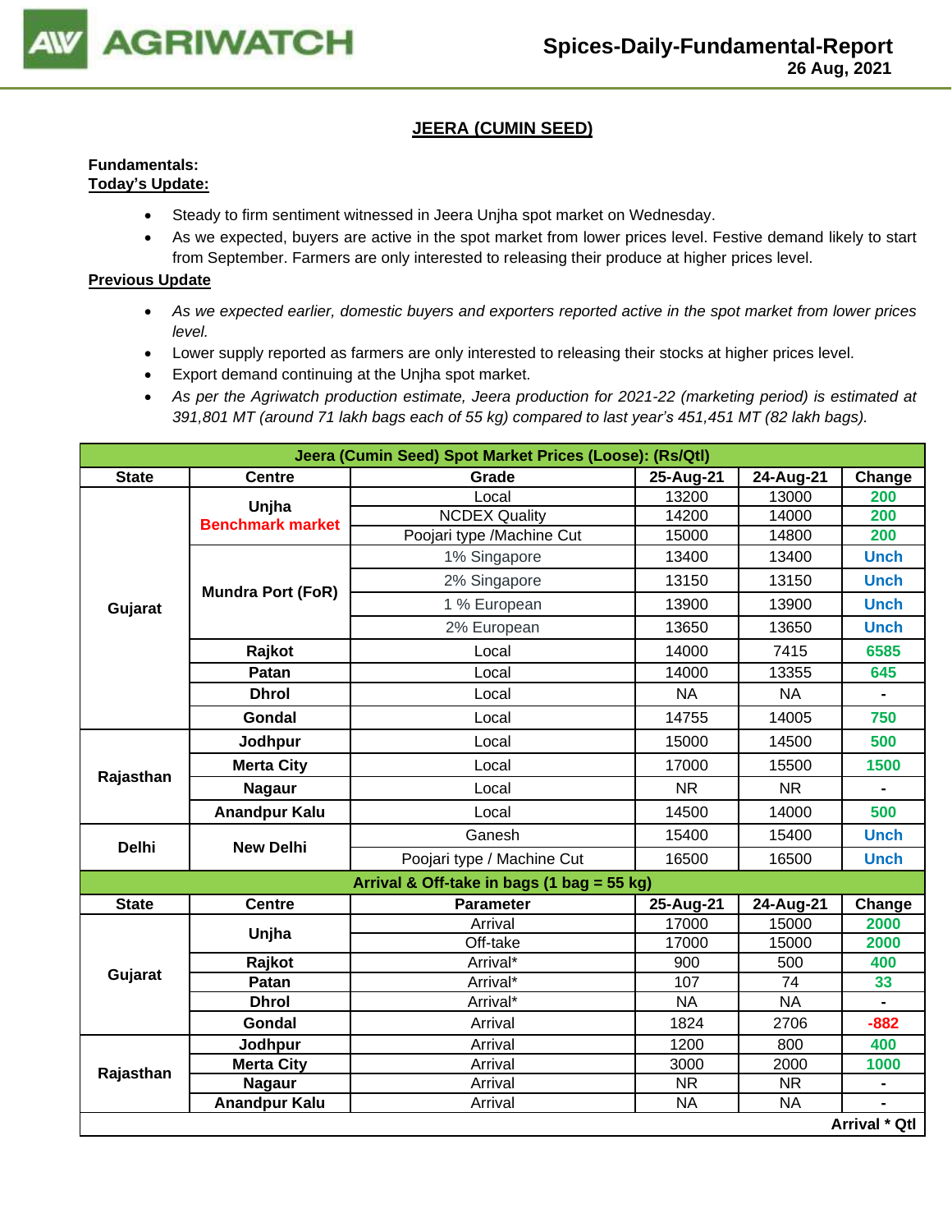## JEERA (CUMIN SEED)

**Fundamentals:**

**Today's Update:**

- Steady to firm sentiment witnessed in Jeera Unjha spot market on Wednesday.
- As we expected, buyers are active in the spot market from lower prices level. Festive demand likely to start from September. Farmers are only interested to releasing their produce at higher prices level.

**Previous Update**

- *As we expected earlier, domestic buyers and exporters reported active in the spot market from lower prices level.*
- Lower supply reported as farmers are only interested to releasing their stocks at higher prices level.
- Export demand continuing at the Unjha spot market.
- *As per the Agriwatch production estimate, Jeera production for 2021-22 (marketing period) is estimated at 391,801 MT (around 71 lakh bags each of 55 kg) compared to last year's 451,451 MT (82 lakh bags).*

| Jeera (Cumin Seed) Spot Market Prices (Loose): (Rs/Qtl) | | | | | |
|---|---|---|---|---|---|
| **State** | **Centre** | **Grade** | **25-Aug-21** | **24-Aug-21** | **Change** |
| Gujarat | Unjha Benchmark market | Local | 13200 | 13000 | 200 |
| | | NCDEX Quality | 14200 | 14000 | 200 |
| | | Poojari type /Machine Cut | 15000 | 14800 | 200 |
| | Mundra Port (FoR) | 1% Singapore | 13400 | 13400 | Unch |
| | | 2% Singapore | 13150 | 13150 | Unch |
| | | 1 % European | 13900 | 13900 | Unch |
| | | 2% European | 13650 | 13650 | Unch |
| | Rajkot | Local | 14000 | 7415 | 6585 |
| | Patan | Local | 14000 | 13355 | 645 |
| | Dhrol | Local | NA | NA | - |
| | Gondal | Local | 14755 | 14005 | 750 |
| Rajasthan | Jodhpur | Local | 15000 | 14500 | 500 |
| | Merta City | Local | 17000 | 15500 | 1500 |
| | Nagaur | Local | NR | NR | - |
| | Anandpur Kalu | Local | 14500 | 14000 | 500 |
| Delhi | New Delhi | Ganesh | 15400 | 15400 | Unch |
| | | Poojari type / Machine Cut | 16500 | 16500 | Unch |
| **Arrival & Off-take in bags (1 bag = 55 kg)** | | | | | |
| **State** | **Centre** | **Parameter** | **25-Aug-21** | **24-Aug-21** | **Change** |
| Gujarat | Unjha | Arrival | 17000 | 15000 | 2000 |
| | | Off-take | 17000 | 15000 | 2000 |
| | Rajkot | Arrival* | 900 | 500 | 400 |
| | Patan | Arrival* | 107 | 74 | 33 |
| | Dhrol | Arrival* | NA | NA | - |
| | Gondal | Arrival | 1824 | 2706 | -882 |
| Rajasthan | Jodhpur | Arrival | 1200 | 800 | 400 |
| | Merta City | Arrival | 3000 | 2000 | 1000 |
| | Nagaur | Arrival | NR | NR | - |
| | Anandpur Kalu | Arrival | NA | NA | - |
| | | | | | **Arrival * Qtl** |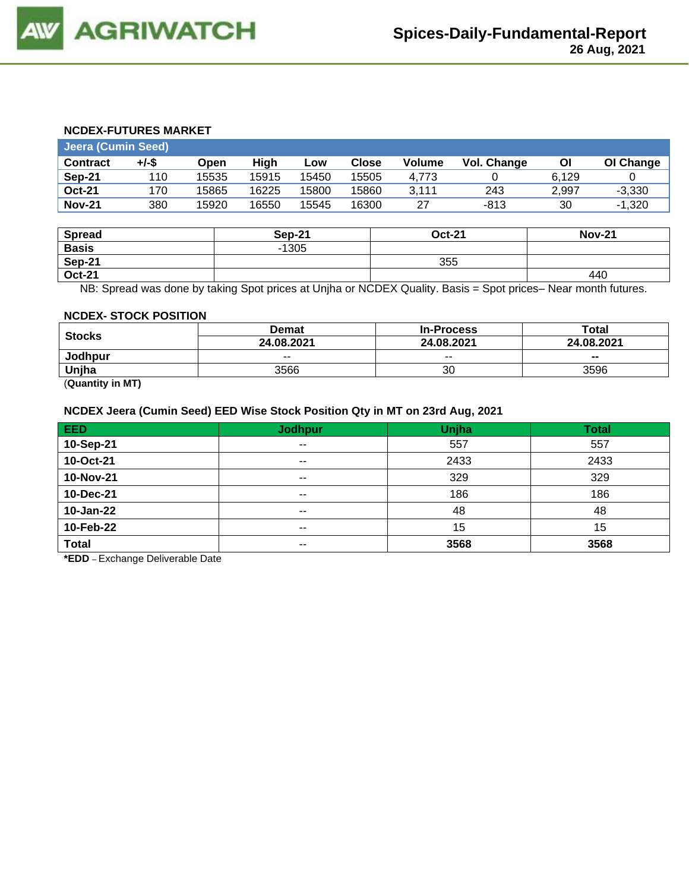## NCDEX-FUTURES MARKET

| Jeera (Cumin Seed) | | | | | | | | | |
|---|---|---|---|---|---|---|---|---|---|
| **Contract** | **+/-$** | **Open** | **High** | **Low** | **Close** | **Volume** | **Vol. Change** | **OI** | **OI Change** |
| **Sep-21** | 110 | 15535 | 15915 | 15450 | 15505 | 4,773 | 0 | 6,129 | 0 |
| **Oct-21** | 170 | 15865 | 16225 | 15800 | 15860 | 3,111 | 243 | 2,997 | -3,330 |
| **Nov-21** | 380 | 15920 | 16550 | 15545 | 16300 | 27 | -813 | 30 | -1,320 |

| Spread | Sep-21 | Oct-21 | Nov-21 |
|---|---|---|---|
| **Basis** | -1305 | | |
| **Sep-21** | | 355 | |
| **Oct-21** | | | 440 |

NB: Spread was done by taking Spot prices at Unjha or NCDEX Quality. Basis = Spot prices– Near month futures.

## NCDEX- STOCK POSITION

| Stocks | Demat | In-Process | Total |
|---|---|---|---|
| | **24.08.2021** | **24.08.2021** | **24.08.2021** |
| **Jodhpur** | -- | -- | -- |
| **Unjha** | 3566 | 30 | 3596 |

(**Quantity in MT)**

## NCDEX Jeera (Cumin Seed) EED Wise Stock Position Qty in MT on 23rd Aug, 2021

| EED | Jodhpur | Unjha | Total |
|---|---|---|---|
| **10-Sep-21** | -- | 557 | 557 |
| **10-Oct-21** | -- | 2433 | 2433 |
| **10-Nov-21** | -- | 329 | 329 |
| **10-Dec-21** | -- | 186 | 186 |
| **10-Jan-22** | -- | 48 | 48 |
| **10-Feb-22** | -- | 15 | 15 |
| **Total** | -- | **3568** | **3568** |

***EDD** – Exchange Deliverable Date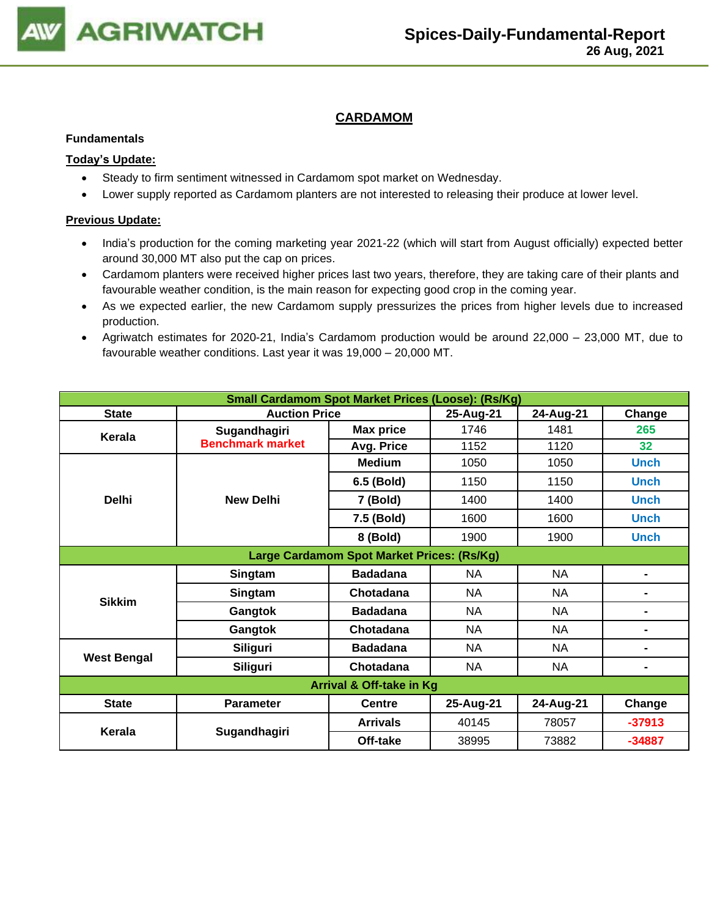# CARDAMOM

**Fundamentals**

**Today's Update:**

- Steady to firm sentiment witnessed in Cardamom spot market on Wednesday.
- Lower supply reported as Cardamom planters are not interested to releasing their produce at lower level.

**Previous Update:**

- India's production for the coming marketing year 2021-22 (which will start from August officially) expected better around 30,000 MT also put the cap on prices.
- Cardamom planters were received higher prices last two years, therefore, they are taking care of their plants and favourable weather condition, is the main reason for expecting good crop in the coming year.
- As we expected earlier, the new Cardamom supply pressurizes the prices from higher levels due to increased production.
- Agriwatch estimates for 2020-21, India's Cardamom production would be around 22,000 – 23,000 MT, due to favourable weather conditions. Last year it was 19,000 – 20,000 MT.

| Small Cardamom Spot Market Prices (Loose): (Rs/Kg) | | | | | |
|---|---|---|---|---|---|
| State | Auction Price | | 25-Aug-21 | 24-Aug-21 | Change |
| Kerala | Sugandhagiri Benchmark market | Max price | 1746 | 1481 | 265 |
| | | Avg. Price | 1152 | 1120 | 32 |
| Delhi | New Delhi | Medium | 1050 | 1050 | Unch |
| | | 6.5 (Bold) | 1150 | 1150 | Unch |
| | | 7 (Bold) | 1400 | 1400 | Unch |
| | | 7.5 (Bold) | 1600 | 1600 | Unch |
| | | 8 (Bold) | 1900 | 1900 | Unch |
| **Large Cardamom Spot Market Prices: (Rs/Kg)** | | | | | |
| Sikkim | Singtam | Badadana | NA | NA | - |
| | Singtam | Chotadana | NA | NA | - |
| | Gangtok | Badadana | NA | NA | - |
| | Gangtok | Chotadana | NA | NA | - |
| West Bengal | Siliguri | Badadana | NA | NA | - |
| | Siliguri | Chotadana | NA | NA | - |
| **Arrival & Off-take in Kg** | | | | | |
| State | Parameter | Centre | 25-Aug-21 | 24-Aug-21 | Change |
| Kerala | Sugandhagiri | Arrivals | 40145 | 78057 | -37913 |
| | | Off-take | 38995 | 73882 | -34887 |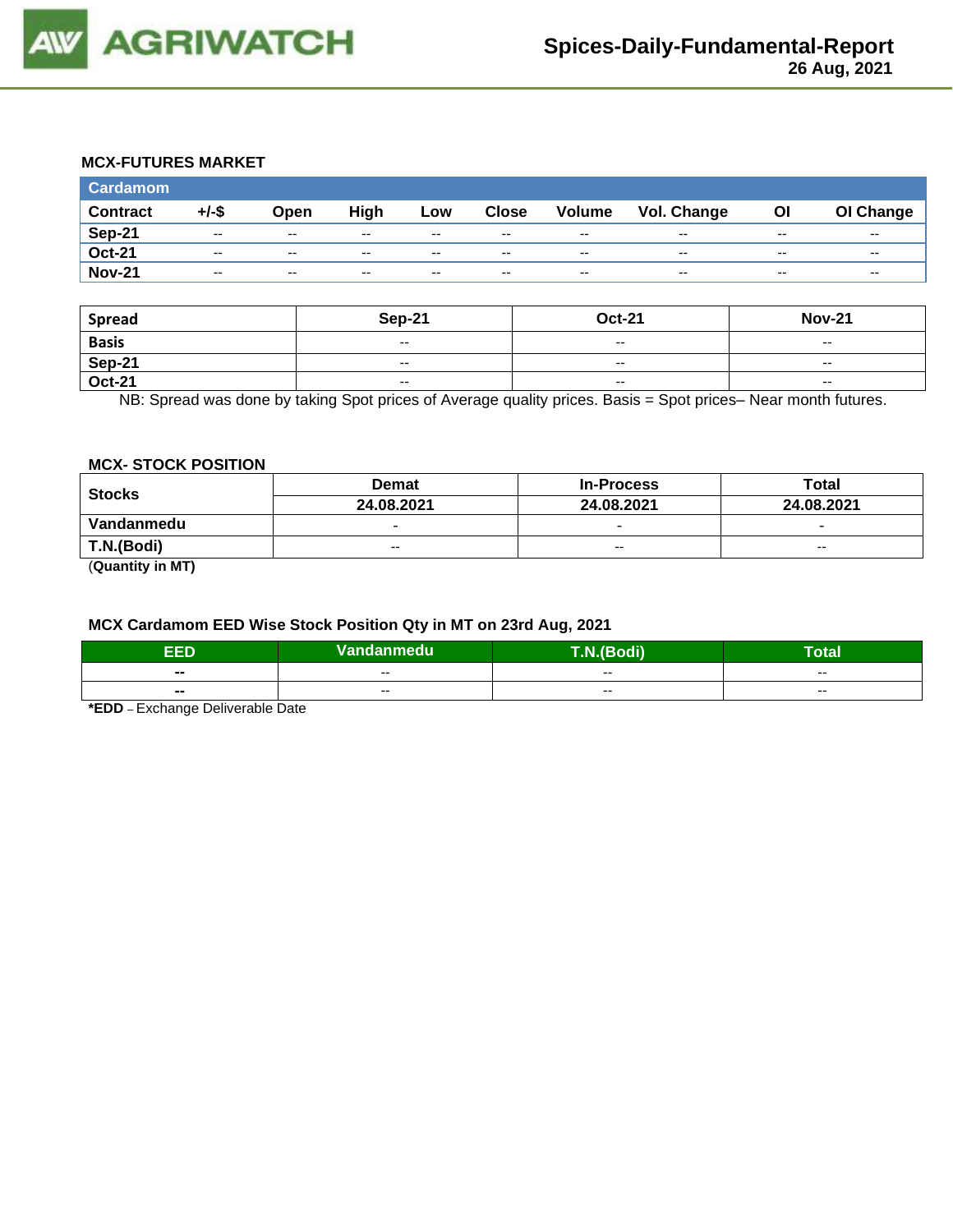## MCX-FUTURES MARKET

| Cardamom | | | | | | | | | |
|---|---|---|---|---|---|---|---|---|---|
| **Contract** | **+/-$** | **Open** | **High** | **Low** | **Close** | **Volume** | **Vol. Change** | **OI** | **OI Change** |
| **Sep-21** | -- | -- | -- | -- | -- | -- | -- | -- | -- |
| **Oct-21** | -- | -- | -- | -- | -- | -- | -- | -- | -- |
| **Nov-21** | -- | -- | -- | -- | -- | -- | -- | -- | -- |

| Spread | Sep-21 | Oct-21 | Nov-21 |
|---|---|---|---|
| **Basis** | -- | -- | -- |
| **Sep-21** | -- | -- | -- |
| **Oct-21** | -- | -- | -- |

NB: Spread was done by taking Spot prices of Average quality prices. Basis = Spot prices– Near month futures.

## MCX- STOCK POSITION

| Stocks | Demat | In-Process | Total |
|---|---|---|---|
| | 24.08.2021 | 24.08.2021 | 24.08.2021 |
| **Vandanmedu** | - | - | - |
| **T.N.(Bodi)** | -- | -- | -- |

(**Quantity in MT)**

## MCX Cardamom EED Wise Stock Position Qty in MT on 23rd Aug, 2021

| EED | Vandanmedu | T.N.(Bodi) | Total |
|---|---|---|---|
| **--** | -- | -- | -- |
| **--** | -- | -- | -- |

***EDD** – Exchange Deliverable Date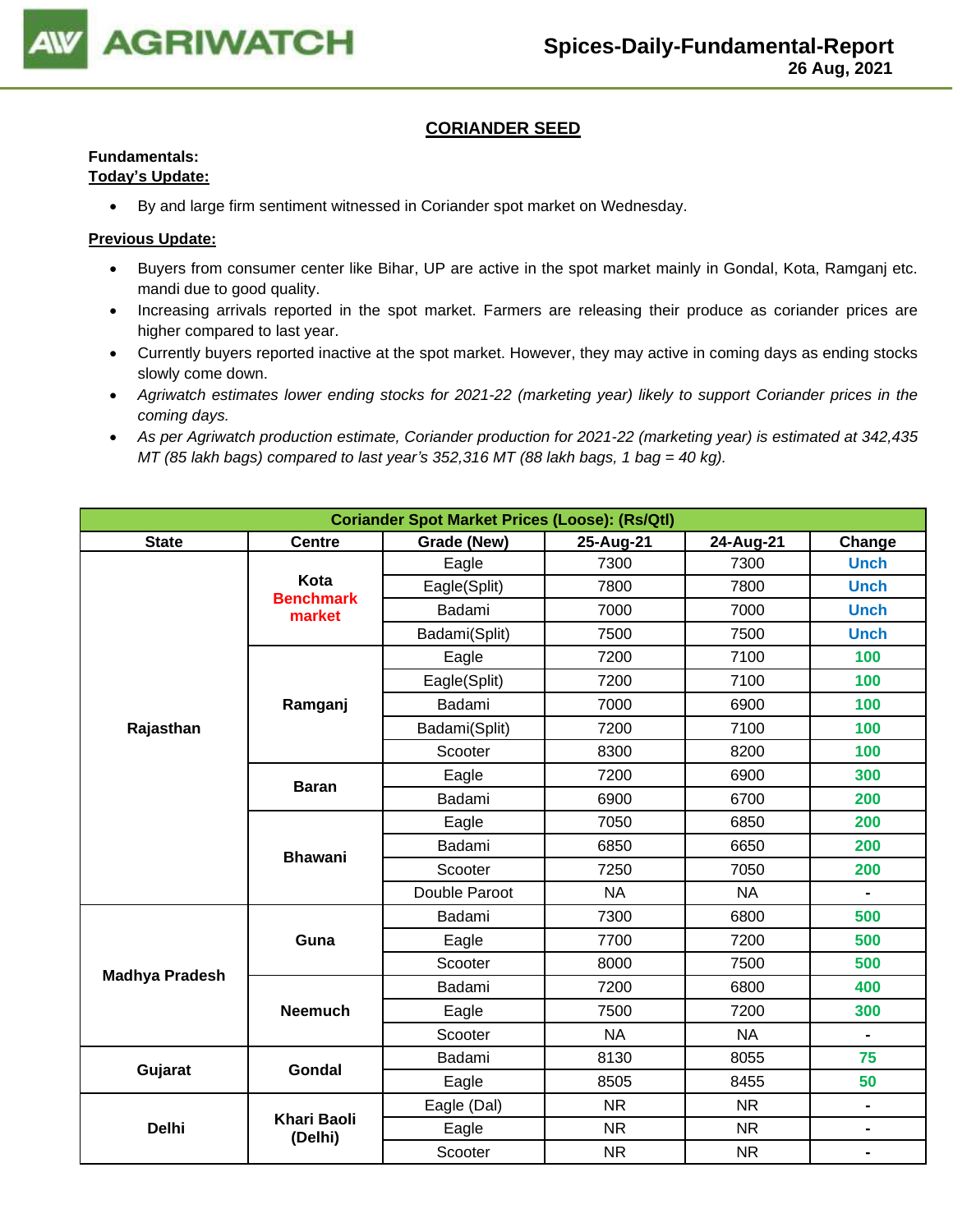## CORIANDER SEED

**Fundamentals:**

**Today's Update:**

- By and large firm sentiment witnessed in Coriander spot market on Wednesday.

**Previous Update:**

- Buyers from consumer center like Bihar, UP are active in the spot market mainly in Gondal, Kota, Ramganj etc. mandi due to good quality.
- Increasing arrivals reported in the spot market. Farmers are releasing their produce as coriander prices are higher compared to last year.
- Currently buyers reported inactive at the spot market. However, they may active in coming days as ending stocks slowly come down.
- *Agriwatch estimates lower ending stocks for 2021-22 (marketing year) likely to support Coriander prices in the coming days.*
- *As per Agriwatch production estimate, Coriander production for 2021-22 (marketing year) is estimated at 342,435 MT (85 lakh bags) compared to last year's 352,316 MT (88 lakh bags, 1 bag = 40 kg).*

| Coriander Spot Market Prices (Loose): (Rs/Qtl) | | | | | |
|---|---|---|---|---|---|
| **State** | **Centre** | **Grade (New)** | **25-Aug-21** | **24-Aug-21** | **Change** |
| **Rajasthan** | **Kota Benchmark market** | Eagle | 7300 | 7300 | Unch |
| | | Eagle(Split) | 7800 | 7800 | Unch |
| | | Badami | 7000 | 7000 | Unch |
| | | Badami(Split) | 7500 | 7500 | Unch |
| | **Ramganj** | Eagle | 7200 | 7100 | 100 |
| | | Eagle(Split) | 7200 | 7100 | 100 |
| | | Badami | 7000 | 6900 | 100 |
| | | Badami(Split) | 7200 | 7100 | 100 |
| | | Scooter | 8300 | 8200 | 100 |
| | **Baran** | Eagle | 7200 | 6900 | 300 |
| | | Badami | 6900 | 6700 | 200 |
| | **Bhawani** | Eagle | 7050 | 6850 | 200 |
| | | Badami | 6850 | 6650 | 200 |
| | | Scooter | 7250 | 7050 | 200 |
| | | Double Paroot | NA | NA | - |
| **Madhya Pradesh** | **Guna** | Badami | 7300 | 6800 | 500 |
| | | Eagle | 7700 | 7200 | 500 |
| | | Scooter | 8000 | 7500 | 500 |
| | **Neemuch** | Badami | 7200 | 6800 | 400 |
| | | Eagle | 7500 | 7200 | 300 |
| | | Scooter | NA | NA | - |
| **Gujarat** | **Gondal** | Badami | 8130 | 8055 | 75 |
| | | Eagle | 8505 | 8455 | 50 |
| **Delhi** | **Khari Baoli (Delhi)** | Eagle (Dal) | NR | NR | - |
| | | Eagle | NR | NR | - |
| | | Scooter | NR | NR | - |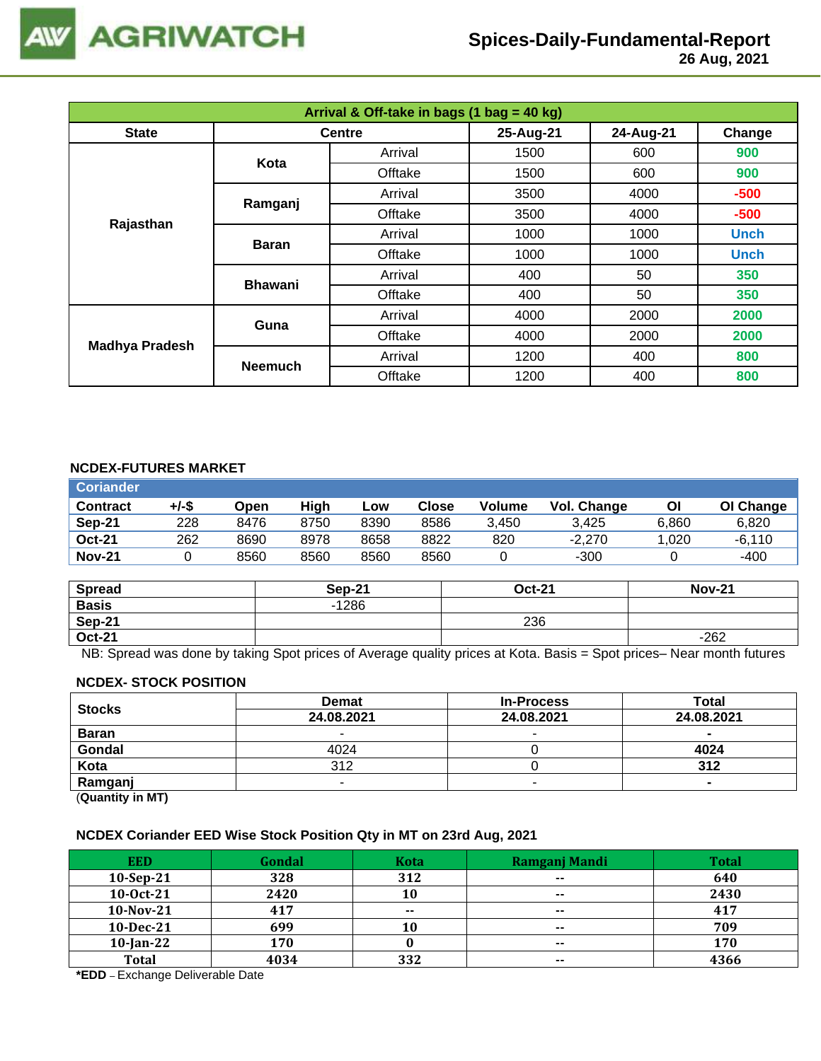# Spices-Daily-Fundamental-Report

26 Aug, 2021

| Arrival & Off-take in bags (1 bag = 40 kg) | | | | | |
|---|---|---|---|---|---|
| State | Centre | | 25-Aug-21 | 24-Aug-21 | Change |
| Rajasthan | Kota | Arrival | 1500 | 600 | 900 |
| | | Offtake | 1500 | 600 | 900 |
| | Ramganj | Arrival | 3500 | 4000 | -500 |
| | | Offtake | 3500 | 4000 | -500 |
| | Baran | Arrival | 1000 | 1000 | Unch |
| | | Offtake | 1000 | 1000 | Unch |
| | Bhawani | Arrival | 400 | 50 | 350 |
| | | Offtake | 400 | 50 | 350 |
| Madhya Pradesh | Guna | Arrival | 4000 | 2000 | 2000 |
| | | Offtake | 4000 | 2000 | 2000 |
| | Neemuch | Arrival | 1200 | 400 | 800 |
| | | Offtake | 1200 | 400 | 800 |

## NCDEX-FUTURES MARKET

| Coriander | | | | | | | | | |
|---|---|---|---|---|---|---|---|---|---|
| Contract | +/-$ | Open | High | Low | Close | Volume | Vol. Change | OI | OI Change |
| Sep-21 | 228 | 8476 | 8750 | 8390 | 8586 | 3,450 | 3,425 | 6,860 | 6,820 |
| Oct-21 | 262 | 8690 | 8978 | 8658 | 8822 | 820 | -2,270 | 1,020 | -6,110 |
| Nov-21 | 0 | 8560 | 8560 | 8560 | 8560 | 0 | -300 | 0 | -400 |

| Spread | Sep-21 | Oct-21 | Nov-21 |
|---|---|---|---|
| Basis | -1286 | | |
| Sep-21 | | 236 | |
| Oct-21 | | | -262 |

NB: Spread was done by taking Spot prices of Average quality prices at Kota. Basis = Spot prices– Near month futures

## NCDEX- STOCK POSITION

| Stocks | Demat | In-Process | Total |
|---|---|---|---|
| | 24.08.2021 | 24.08.2021 | 24.08.2021 |
| Baran | - | - | - |
| Gondal | 4024 | 0 | 4024 |
| Kota | 312 | 0 | 312 |
| Ramganj | - | - | - |

(Quantity in MT)

## NCDEX Coriander EED Wise Stock Position Qty in MT on 23rd Aug, 2021

| EED | Gondal | Kota | Ramganj Mandi | Total |
|---|---|---|---|---|
| 10-Sep-21 | 328 | 312 | -- | 640 |
| 10-Oct-21 | 2420 | 10 | -- | 2430 |
| 10-Nov-21 | 417 | -- | -- | 417 |
| 10-Dec-21 | 699 | 10 | -- | 709 |
| 10-Jan-22 | 170 | 0 | -- | 170 |
| Total | 4034 | 332 | -- | 4366 |

*EDD – Exchange Deliverable Date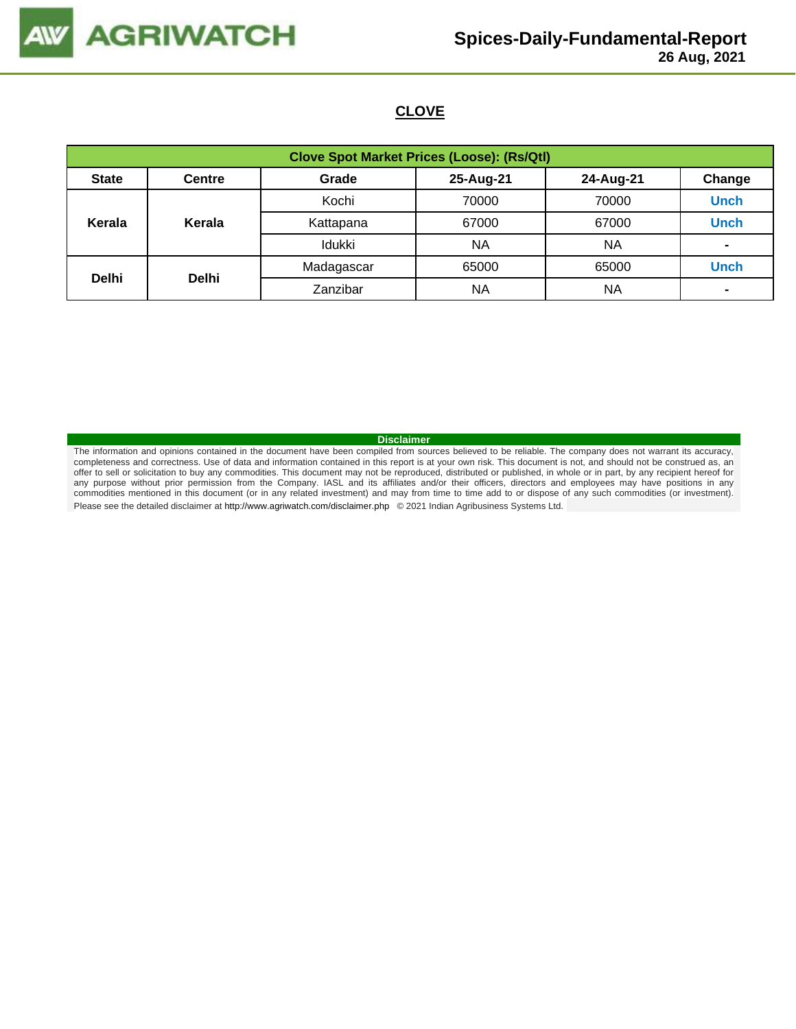## CLOVE

| Clove Spot Market Prices (Loose): (Rs/Qtl) | | | | | |
|---|---|---|---|---|---|
| State | Centre | Grade | 25-Aug-21 | 24-Aug-21 | Change |
| Kerala | Kerala | Kochi | 70000 | 70000 | Unch |
| | | Kattapana | 67000 | 67000 | Unch |
| | | Idukki | NA | NA | - |
| Delhi | Delhi | Madagascar | 65000 | 65000 | Unch |
| | | Zanzibar | NA | NA | - |

**Disclaimer**

The information and opinions contained in the document have been compiled from sources believed to be reliable. The company does not warrant its accuracy, completeness and correctness. Use of data and information contained in this report is at your own risk. This document is not, and should not be construed as, an offer to sell or solicitation to buy any commodities. This document may not be reproduced, distributed or published, in whole or in part, by any recipient hereof for any purpose without prior permission from the Company. IASL and its affiliates and/or their officers, directors and employees may have positions in any commodities mentioned in this document (or in any related investment) and may from time to time add to or dispose of any such commodities (or investment). Please see the detailed disclaimer at http://www.agriwatch.com/disclaimer.php © 2021 Indian Agribusiness Systems Ltd.